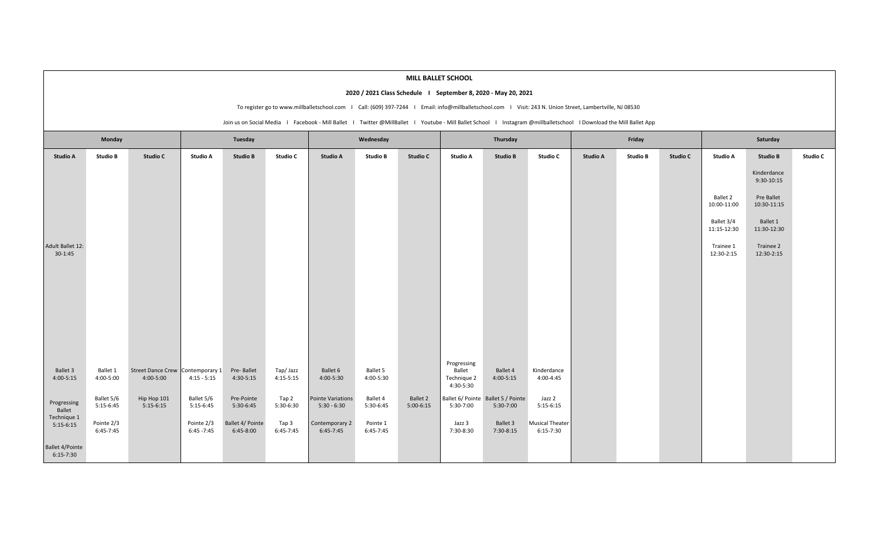# MILL BALLET SCHOOL

**2020 / 2021 Class Schedule I September 8, 2020 - May 20, 2021**

To register go to www.millballetschool.com I Call: (609) 397-7244 I Email: info@millballetschool.com I Visit: 243 N. Union Street, Lambertville, NJ 08530

Join us on Social Media I Facebook - Mill Ballet I Twitter @MillBallet I Youtube - Mill Ballet School I Instagram @millballetschool I Download the Mill Ballet App

| Monday | | | Tuesday | | | Wednesday | | | Thursday | | | Friday | | | Saturday | | |
|---|---|---|---|---|---|---|---|---|---|---|---|---|---|---|---|---|---|
| **Studio A** | **Studio B** | **Studio C** | **Studio A** | **Studio B** | **Studio C** | **Studio A** | **Studio B** | **Studio C** | **Studio A** | **Studio B** | **Studio C** | **Studio A** | **Studio B** | **Studio C** | **Studio A** | **Studio B** | **Studio C** |
| | | | | | | | | | | | | | | | | Kinderdance 9:30-10:15 | |
| | | | | | | | | | | | | | | | Ballet 2 10:00-11:00 | Pre Ballet 10:30-11:15 | |
| | | | | | | | | | | | | | | | Ballet 3/4 11:15-12:30 | Ballet 1 11:30-12:30 | |
| Adult Ballet 12:30-1:45 | | | | | | | | | | | | | | | Trainee 1 12:30-2:15 | Trainee 2 12:30-2:15 | |
| Ballet 3 4:00-5:15 | Ballet 1 4:00-5:00 | Street Dance Crew 4:00-5:00 | Contemporary 1 4:15 - 5:15 | Pre- Ballet 4:30-5:15 | Tap/ Jazz 4:15-5:15 | Ballet 6 4:00-5:30 | Ballet 5 4:00-5:30 | | Progressing Ballet Technique 2 4:30-5:30 | Ballet 4 4:00-5:15 | Kinderdance 4:00-4:45 | | | | | | |
| Progressing Ballet Technique 1 5:15-6:15 | Ballet 5/6 5:15-6:45 | Hip Hop 101 5:15-6:15 | Ballet 5/6 5:15-6:45 | Pre-Pointe 5:30-6:45 | Tap 2 5:30-6:30 | Pointe Variations 5:30 - 6:30 | Ballet 4 5:30-6:45 | Ballet 2 5:00-6:15 | Ballet 6/ Pointe 5:30-7:00 | Ballet 5 / Pointe 5:30-7:00 | Jazz 2 5:15-6:15 | | | | | | |
| | Pointe 2/3 6:45-7:45 | | Pointe 2/3 6:45 -7:45 | Ballet 4/ Pointe 6:45-8:00 | Tap 3 6:45-7:45 | Contemporary 2 6:45-7:45 | Pointe 1 6:45-7:45 | | Jazz 3 7:30-8:30 | Ballet 3 7:30-8:15 | Musical Theater 6:15-7:30 | | | | | | |
| Ballet 4/Pointe 6:15-7:30 | | | | | | | | | | | | | | | | | |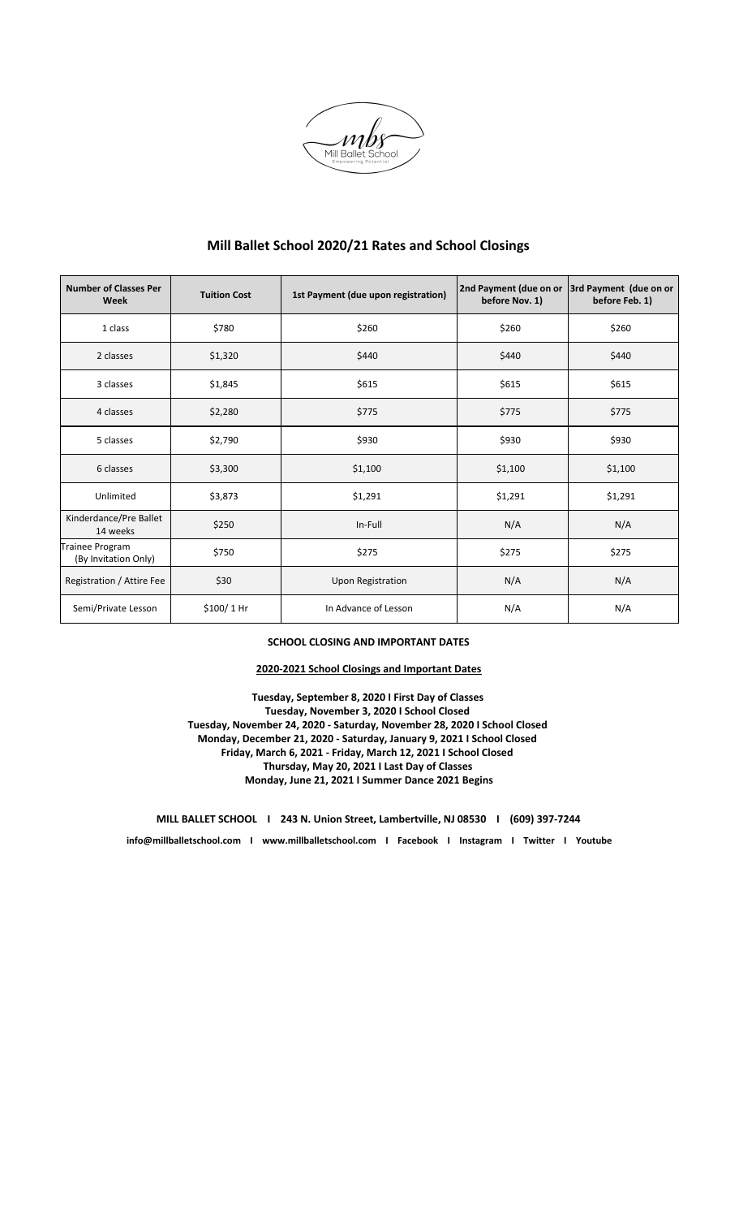mbs
Mill Ballet School
Empowering Potential

## Mill Ballet School 2020/21 Rates and School Closings

| Number of Classes Per Week | Tuition Cost | 1st Payment (due upon registration) | 2nd Payment (due on or before Nov. 1) | 3rd Payment (due on or before Feb. 1) |
|---|---|---|---|---|
| 1 class | $780 | $260 | $260 | $260 |
| 2 classes | $1,320 | $440 | $440 | $440 |
| 3 classes | $1,845 | $615 | $615 | $615 |
| 4 classes | $2,280 | $775 | $775 | $775 |
| 5 classes | $2,790 | $930 | $930 | $930 |
| 6 classes | $3,300 | $1,100 | $1,100 | $1,100 |
| Unlimited | $3,873 | $1,291 | $1,291 | $1,291 |
| Kinderdance/Pre Ballet 14 weeks | $250 | In-Full | N/A | N/A |
| Trainee Program (By Invitation Only) | $750 | $275 | $275 | $275 |
| Registration / Attire Fee | $30 | Upon Registration | N/A | N/A |
| Semi/Private Lesson | $100/ 1 Hr | In Advance of Lesson | N/A | N/A |

**SCHOOL CLOSING AND IMPORTANT DATES**

**2020-2021 School Closings and Important Dates**

**Tuesday, September 8, 2020 I First Day of Classes**
**Tuesday, November 3, 2020 I School Closed**
**Tuesday, November 24, 2020 - Saturday, November 28, 2020 I School Closed**
**Monday, December 21, 2020 - Saturday, January 9, 2021 I School Closed**
**Friday, March 6, 2021 - Friday, March 12, 2021 I School Closed**
**Thursday, May 20, 2021 I Last Day of Classes**
**Monday, June 21, 2021 I Summer Dance 2021 Begins**

**MILL BALLET SCHOOL I 243 N. Union Street, Lambertville, NJ 08530 I (609) 397-7244**

**info@millballetschool.com I www.millballetschool.com I Facebook I Instagram I Twitter I Youtube**